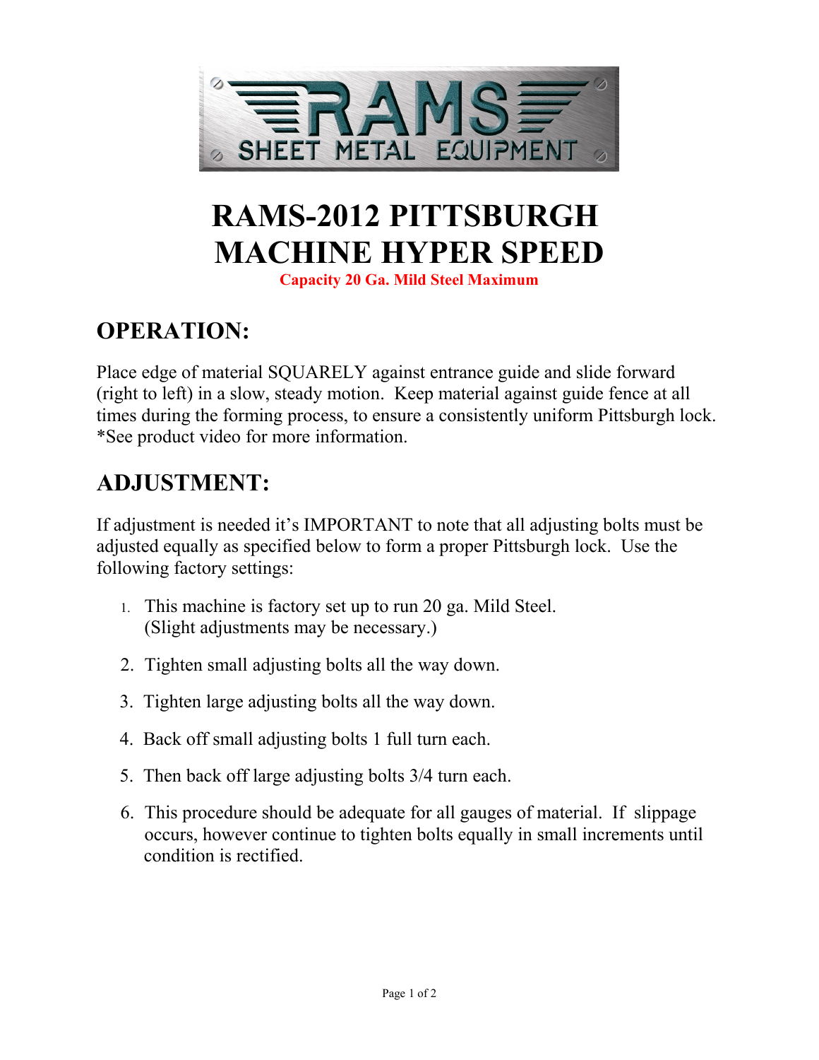RAMS SHEET METAL EQUIPMENT

# RAMS-2012 PITTSBURGH MACHINE HYPER SPEED

**Capacity 20 Ga. Mild Steel Maximum**

## OPERATION:

Place edge of material SQUARELY against entrance guide and slide forward (right to left) in a slow, steady motion. Keep material against guide fence at all times during the forming process, to ensure a consistently uniform Pittsburgh lock. *See product video for more information.

## ADJUSTMENT:

If adjustment is needed it's IMPORTANT to note that all adjusting bolts must be adjusted equally as specified below to form a proper Pittsburgh lock. Use the following factory settings:

1. This machine is factory set up to run 20 ga. Mild Steel. (Slight adjustments may be necessary.)
2. Tighten small adjusting bolts all the way down.
3. Tighten large adjusting bolts all the way down.
4. Back off small adjusting bolts 1 full turn each.
5. Then back off large adjusting bolts 3/4 turn each.
6. This procedure should be adequate for all gauges of material. If slippage occurs, however continue to tighten bolts equally in small increments until condition is rectified.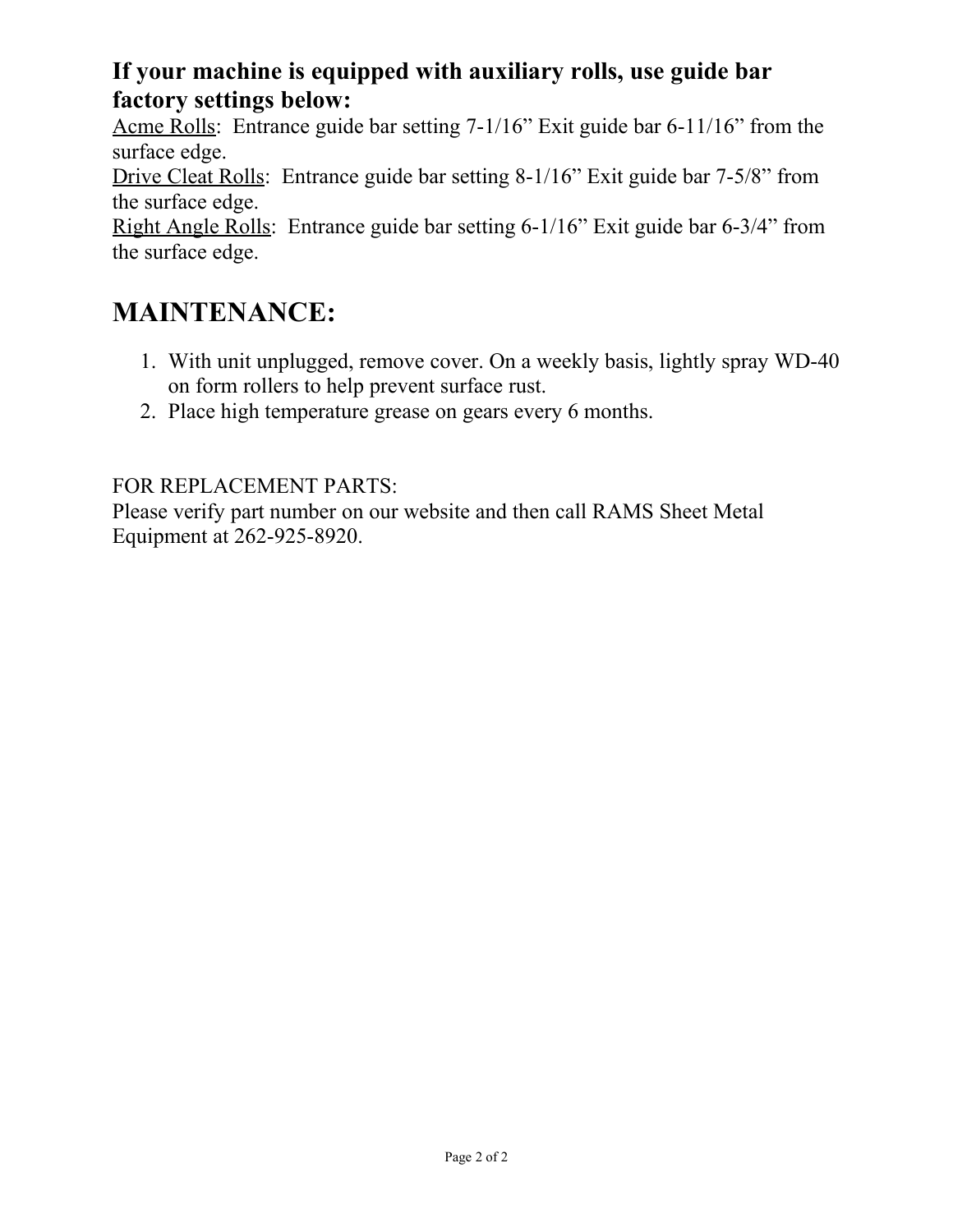**If your machine is equipped with auxiliary rolls, use guide bar factory settings below:**

Acme Rolls: Entrance guide bar setting 7-1/16” Exit guide bar 6-11/16” from the surface edge.
Drive Cleat Rolls: Entrance guide bar setting 8-1/16” Exit guide bar 7-5/8” from the surface edge.
Right Angle Rolls: Entrance guide bar setting 6-1/16” Exit guide bar 6-3/4” from the surface edge.

# MAINTENANCE:

1. With unit unplugged, remove cover. On a weekly basis, lightly spray WD-40 on form rollers to help prevent surface rust.
2. Place high temperature grease on gears every 6 months.

FOR REPLACEMENT PARTS:
Please verify part number on our website and then call RAMS Sheet Metal Equipment at 262-925-8920.